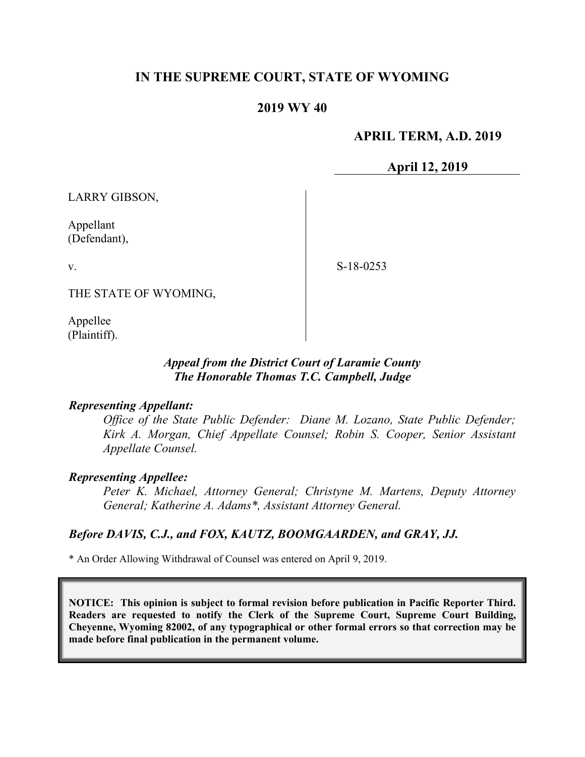# IN THE SUPREME COURT, STATE OF WYOMING

## 2019 WY 40

**APRIL TERM, A.D. 2019**

**April 12, 2019**

LARRY GIBSON,

Appellant
(Defendant),

v.

THE STATE OF WYOMING,

Appellee
(Plaintiff).

S-18-0253

***Appeal from the District Court of Laramie County***
***The Honorable Thomas T.C. Campbell, Judge***

***Representing Appellant:***

*Office of the State Public Defender: Diane M. Lozano, State Public Defender; Kirk A. Morgan, Chief Appellate Counsel; Robin S. Cooper, Senior Assistant Appellate Counsel.*

***Representing Appellee:***

*Peter K. Michael, Attorney General; Christyne M. Martens, Deputy Attorney General; Katherine A. Adams*, Assistant Attorney General.*

***Before DAVIS, C.J., and FOX, KAUTZ, BOOMGAARDEN, and GRAY, JJ.***

* An Order Allowing Withdrawal of Counsel was entered on April 9, 2019.

**NOTICE: This opinion is subject to formal revision before publication in Pacific Reporter Third. Readers are requested to notify the Clerk of the Supreme Court, Supreme Court Building, Cheyenne, Wyoming 82002, of any typographical or other formal errors so that correction may be made before final publication in the permanent volume.**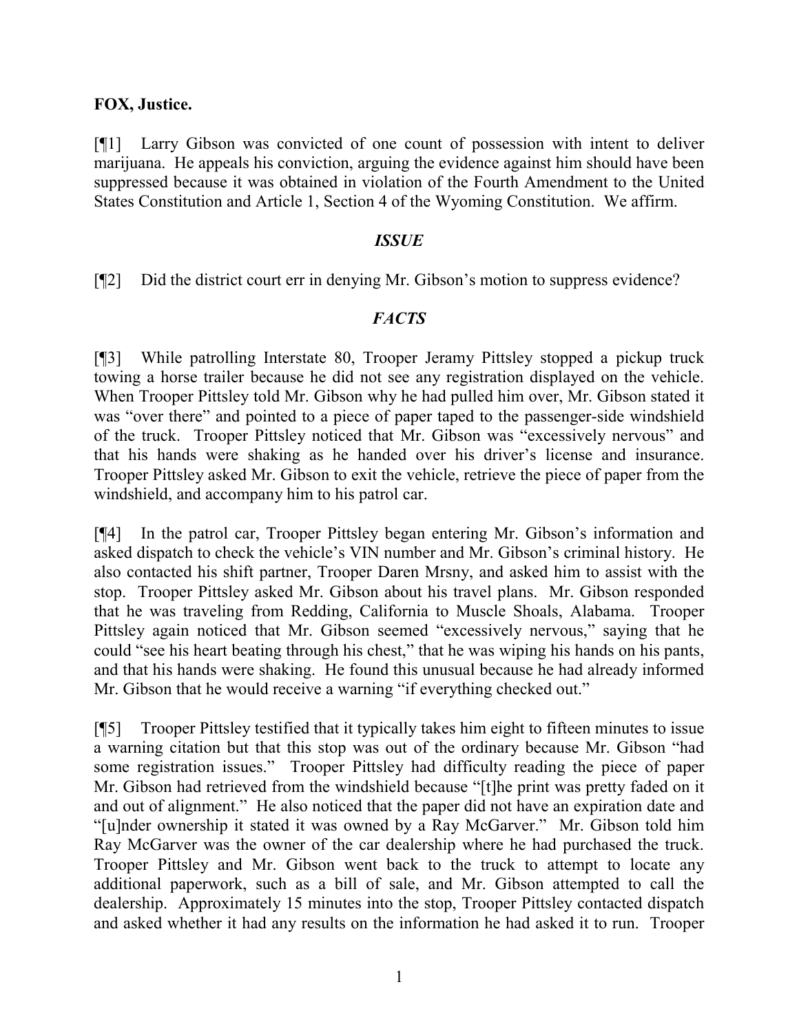**FOX, Justice.**

[¶1] Larry Gibson was convicted of one count of possession with intent to deliver marijuana. He appeals his conviction, arguing the evidence against him should have been suppressed because it was obtained in violation of the Fourth Amendment to the United States Constitution and Article 1, Section 4 of the Wyoming Constitution. We affirm.

### *ISSUE*

[¶2] Did the district court err in denying Mr. Gibson's motion to suppress evidence?

### *FACTS*

[¶3] While patrolling Interstate 80, Trooper Jeramy Pittsley stopped a pickup truck towing a horse trailer because he did not see any registration displayed on the vehicle. When Trooper Pittsley told Mr. Gibson why he had pulled him over, Mr. Gibson stated it was "over there" and pointed to a piece of paper taped to the passenger-side windshield of the truck. Trooper Pittsley noticed that Mr. Gibson was "excessively nervous" and that his hands were shaking as he handed over his driver's license and insurance. Trooper Pittsley asked Mr. Gibson to exit the vehicle, retrieve the piece of paper from the windshield, and accompany him to his patrol car.

[¶4] In the patrol car, Trooper Pittsley began entering Mr. Gibson's information and asked dispatch to check the vehicle's VIN number and Mr. Gibson's criminal history. He also contacted his shift partner, Trooper Daren Mrsny, and asked him to assist with the stop. Trooper Pittsley asked Mr. Gibson about his travel plans. Mr. Gibson responded that he was traveling from Redding, California to Muscle Shoals, Alabama. Trooper Pittsley again noticed that Mr. Gibson seemed "excessively nervous," saying that he could "see his heart beating through his chest," that he was wiping his hands on his pants, and that his hands were shaking. He found this unusual because he had already informed Mr. Gibson that he would receive a warning "if everything checked out."

[¶5] Trooper Pittsley testified that it typically takes him eight to fifteen minutes to issue a warning citation but that this stop was out of the ordinary because Mr. Gibson "had some registration issues." Trooper Pittsley had difficulty reading the piece of paper Mr. Gibson had retrieved from the windshield because "[t]he print was pretty faded on it and out of alignment." He also noticed that the paper did not have an expiration date and "[u]nder ownership it stated it was owned by a Ray McGarver." Mr. Gibson told him Ray McGarver was the owner of the car dealership where he had purchased the truck. Trooper Pittsley and Mr. Gibson went back to the truck to attempt to locate any additional paperwork, such as a bill of sale, and Mr. Gibson attempted to call the dealership. Approximately 15 minutes into the stop, Trooper Pittsley contacted dispatch and asked whether it had any results on the information he had asked it to run. Trooper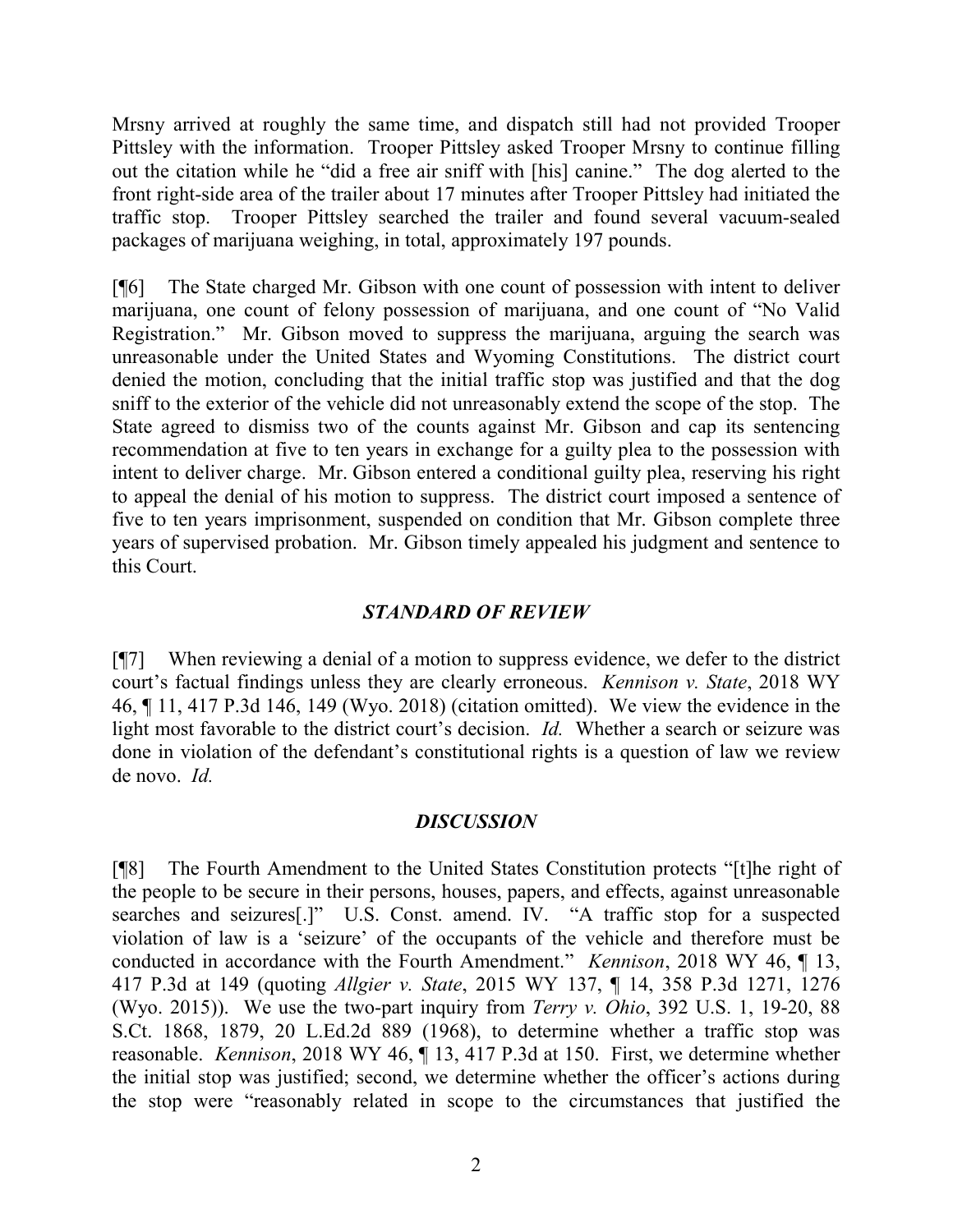Mrsny arrived at roughly the same time, and dispatch still had not provided Trooper Pittsley with the information. Trooper Pittsley asked Trooper Mrsny to continue filling out the citation while he "did a free air sniff with [his] canine." The dog alerted to the front right-side area of the trailer about 17 minutes after Trooper Pittsley had initiated the traffic stop. Trooper Pittsley searched the trailer and found several vacuum-sealed packages of marijuana weighing, in total, approximately 197 pounds.

[¶6] The State charged Mr. Gibson with one count of possession with intent to deliver marijuana, one count of felony possession of marijuana, and one count of "No Valid Registration." Mr. Gibson moved to suppress the marijuana, arguing the search was unreasonable under the United States and Wyoming Constitutions. The district court denied the motion, concluding that the initial traffic stop was justified and that the dog sniff to the exterior of the vehicle did not unreasonably extend the scope of the stop. The State agreed to dismiss two of the counts against Mr. Gibson and cap its sentencing recommendation at five to ten years in exchange for a guilty plea to the possession with intent to deliver charge. Mr. Gibson entered a conditional guilty plea, reserving his right to appeal the denial of his motion to suppress. The district court imposed a sentence of five to ten years imprisonment, suspended on condition that Mr. Gibson complete three years of supervised probation. Mr. Gibson timely appealed his judgment and sentence to this Court.

## *STANDARD OF REVIEW*

[¶7] When reviewing a denial of a motion to suppress evidence, we defer to the district court's factual findings unless they are clearly erroneous. *Kennison v. State*, 2018 WY 46, ¶ 11, 417 P.3d 146, 149 (Wyo. 2018) (citation omitted). We view the evidence in the light most favorable to the district court's decision. *Id.* Whether a search or seizure was done in violation of the defendant's constitutional rights is a question of law we review de novo. *Id.*

## *DISCUSSION*

[¶8] The Fourth Amendment to the United States Constitution protects "[t]he right of the people to be secure in their persons, houses, papers, and effects, against unreasonable searches and seizures[.]" U.S. Const. amend. IV. "A traffic stop for a suspected violation of law is a 'seizure' of the occupants of the vehicle and therefore must be conducted in accordance with the Fourth Amendment." *Kennison*, 2018 WY 46, ¶ 13, 417 P.3d at 149 (quoting *Allgier v. State*, 2015 WY 137, ¶ 14, 358 P.3d 1271, 1276 (Wyo. 2015)). We use the two-part inquiry from *Terry v. Ohio*, 392 U.S. 1, 19-20, 88 S.Ct. 1868, 1879, 20 L.Ed.2d 889 (1968), to determine whether a traffic stop was reasonable. *Kennison*, 2018 WY 46, ¶ 13, 417 P.3d at 150. First, we determine whether the initial stop was justified; second, we determine whether the officer's actions during the stop were "reasonably related in scope to the circumstances that justified the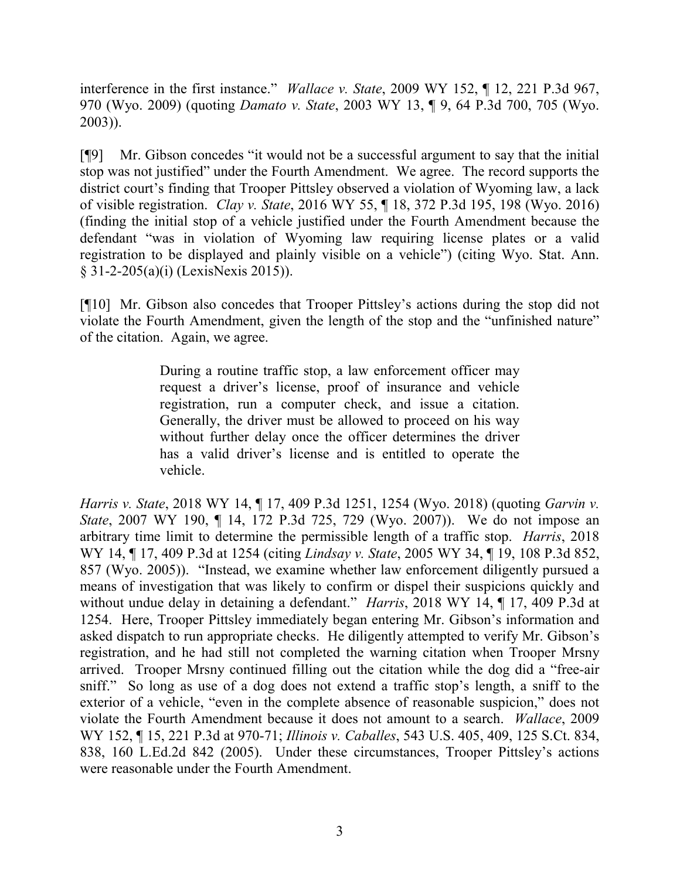interference in the first instance." *Wallace v. State*, 2009 WY 152, ¶ 12, 221 P.3d 967, 970 (Wyo. 2009) (quoting *Damato v. State*, 2003 WY 13, ¶ 9, 64 P.3d 700, 705 (Wyo. 2003)).

[¶9] Mr. Gibson concedes "it would not be a successful argument to say that the initial stop was not justified" under the Fourth Amendment. We agree. The record supports the district court's finding that Trooper Pittsley observed a violation of Wyoming law, a lack of visible registration. *Clay v. State*, 2016 WY 55, ¶ 18, 372 P.3d 195, 198 (Wyo. 2016) (finding the initial stop of a vehicle justified under the Fourth Amendment because the defendant "was in violation of Wyoming law requiring license plates or a valid registration to be displayed and plainly visible on a vehicle") (citing Wyo. Stat. Ann. § 31-2-205(a)(i) (LexisNexis 2015)).

[¶10] Mr. Gibson also concedes that Trooper Pittsley's actions during the stop did not violate the Fourth Amendment, given the length of the stop and the "unfinished nature" of the citation. Again, we agree.

> During a routine traffic stop, a law enforcement officer may request a driver's license, proof of insurance and vehicle registration, run a computer check, and issue a citation. Generally, the driver must be allowed to proceed on his way without further delay once the officer determines the driver has a valid driver's license and is entitled to operate the vehicle.

*Harris v. State*, 2018 WY 14, ¶ 17, 409 P.3d 1251, 1254 (Wyo. 2018) (quoting *Garvin v. State*, 2007 WY 190, ¶ 14, 172 P.3d 725, 729 (Wyo. 2007)). We do not impose an arbitrary time limit to determine the permissible length of a traffic stop. *Harris*, 2018 WY 14, ¶ 17, 409 P.3d at 1254 (citing *Lindsay v. State*, 2005 WY 34, ¶ 19, 108 P.3d 852, 857 (Wyo. 2005)). "Instead, we examine whether law enforcement diligently pursued a means of investigation that was likely to confirm or dispel their suspicions quickly and without undue delay in detaining a defendant." *Harris*, 2018 WY 14, ¶ 17, 409 P.3d at 1254. Here, Trooper Pittsley immediately began entering Mr. Gibson's information and asked dispatch to run appropriate checks. He diligently attempted to verify Mr. Gibson's registration, and he had still not completed the warning citation when Trooper Mrsny arrived. Trooper Mrsny continued filling out the citation while the dog did a "free-air sniff." So long as use of a dog does not extend a traffic stop's length, a sniff to the exterior of a vehicle, "even in the complete absence of reasonable suspicion," does not violate the Fourth Amendment because it does not amount to a search. *Wallace*, 2009 WY 152, ¶ 15, 221 P.3d at 970-71; *Illinois v. Caballes*, 543 U.S. 405, 409, 125 S.Ct. 834, 838, 160 L.Ed.2d 842 (2005). Under these circumstances, Trooper Pittsley's actions were reasonable under the Fourth Amendment.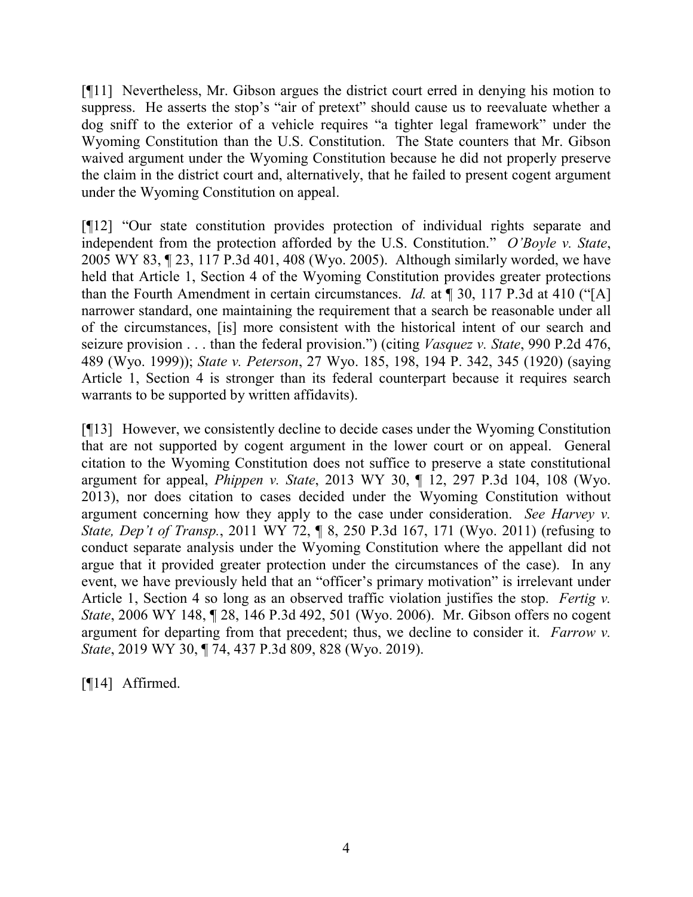[¶11] Nevertheless, Mr. Gibson argues the district court erred in denying his motion to suppress. He asserts the stop's "air of pretext" should cause us to reevaluate whether a dog sniff to the exterior of a vehicle requires "a tighter legal framework" under the Wyoming Constitution than the U.S. Constitution. The State counters that Mr. Gibson waived argument under the Wyoming Constitution because he did not properly preserve the claim in the district court and, alternatively, that he failed to present cogent argument under the Wyoming Constitution on appeal.

[¶12] "Our state constitution provides protection of individual rights separate and independent from the protection afforded by the U.S. Constitution." *O'Boyle v. State*, 2005 WY 83, ¶ 23, 117 P.3d 401, 408 (Wyo. 2005). Although similarly worded, we have held that Article 1, Section 4 of the Wyoming Constitution provides greater protections than the Fourth Amendment in certain circumstances. *Id.* at ¶ 30, 117 P.3d at 410 ("[A] narrower standard, one maintaining the requirement that a search be reasonable under all of the circumstances, [is] more consistent with the historical intent of our search and seizure provision . . . than the federal provision.") (citing *Vasquez v. State*, 990 P.2d 476, 489 (Wyo. 1999)); *State v. Peterson*, 27 Wyo. 185, 198, 194 P. 342, 345 (1920) (saying Article 1, Section 4 is stronger than its federal counterpart because it requires search warrants to be supported by written affidavits).

[¶13] However, we consistently decline to decide cases under the Wyoming Constitution that are not supported by cogent argument in the lower court or on appeal. General citation to the Wyoming Constitution does not suffice to preserve a state constitutional argument for appeal, *Phippen v. State*, 2013 WY 30, ¶ 12, 297 P.3d 104, 108 (Wyo. 2013), nor does citation to cases decided under the Wyoming Constitution without argument concerning how they apply to the case under consideration. *See Harvey v. State, Dep't of Transp.*, 2011 WY 72, ¶ 8, 250 P.3d 167, 171 (Wyo. 2011) (refusing to conduct separate analysis under the Wyoming Constitution where the appellant did not argue that it provided greater protection under the circumstances of the case). In any event, we have previously held that an "officer's primary motivation" is irrelevant under Article 1, Section 4 so long as an observed traffic violation justifies the stop. *Fertig v. State*, 2006 WY 148, ¶ 28, 146 P.3d 492, 501 (Wyo. 2006). Mr. Gibson offers no cogent argument for departing from that precedent; thus, we decline to consider it. *Farrow v. State*, 2019 WY 30, ¶ 74, 437 P.3d 809, 828 (Wyo. 2019).

[¶14] Affirmed.